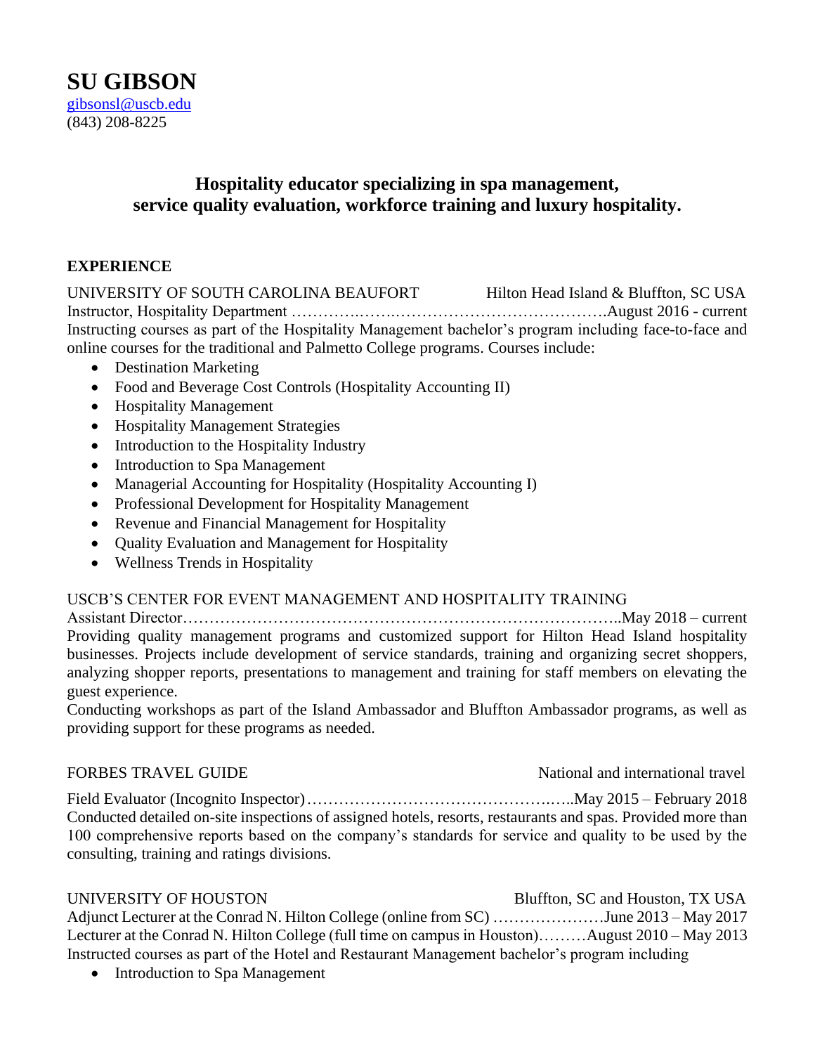# SU GIBSON

gibsonsl@uscb.edu
(843) 208-8225

**Hospitality educator specializing in spa management, service quality evaluation, workforce training and luxury hospitality.**

## EXPERIENCE

UNIVERSITY OF SOUTH CAROLINA BEAUFORT — Hilton Head Island & Bluffton, SC USA
Instructor, Hospitality Department ……………………………………………………….August 2016 - current
Instructing courses as part of the Hospitality Management bachelor's program including face-to-face and online courses for the traditional and Palmetto College programs. Courses include:

- Destination Marketing
- Food and Beverage Cost Controls (Hospitality Accounting II)
- Hospitality Management
- Hospitality Management Strategies
- Introduction to the Hospitality Industry
- Introduction to Spa Management
- Managerial Accounting for Hospitality (Hospitality Accounting I)
- Professional Development for Hospitality Management
- Revenue and Financial Management for Hospitality
- Quality Evaluation and Management for Hospitality
- Wellness Trends in Hospitality

USCB'S CENTER FOR EVENT MANAGEMENT AND HOSPITALITY TRAINING
Assistant Director………………………………………………………………………..May 2018 – current
Providing quality management programs and customized support for Hilton Head Island hospitality businesses. Projects include development of service standards, training and organizing secret shoppers, analyzing shopper reports, presentations to management and training for staff members on elevating the guest experience.
Conducting workshops as part of the Island Ambassador and Bluffton Ambassador programs, as well as providing support for these programs as needed.

FORBES TRAVEL GUIDE — National and international travel

Field Evaluator (Incognito Inspector)……………………………………………..May 2015 – February 2018
Conducted detailed on-site inspections of assigned hotels, resorts, restaurants and spas. Provided more than 100 comprehensive reports based on the company's standards for service and quality to be used by the consulting, training and ratings divisions.

UNIVERSITY OF HOUSTON — Bluffton, SC and Houston, TX USA
Adjunct Lecturer at the Conrad N. Hilton College (online from SC) …………………June 2013 – May 2017
Lecturer at the Conrad N. Hilton College (full time on campus in Houston)………August 2010 – May 2013
Instructed courses as part of the Hotel and Restaurant Management bachelor's program including

- Introduction to Spa Management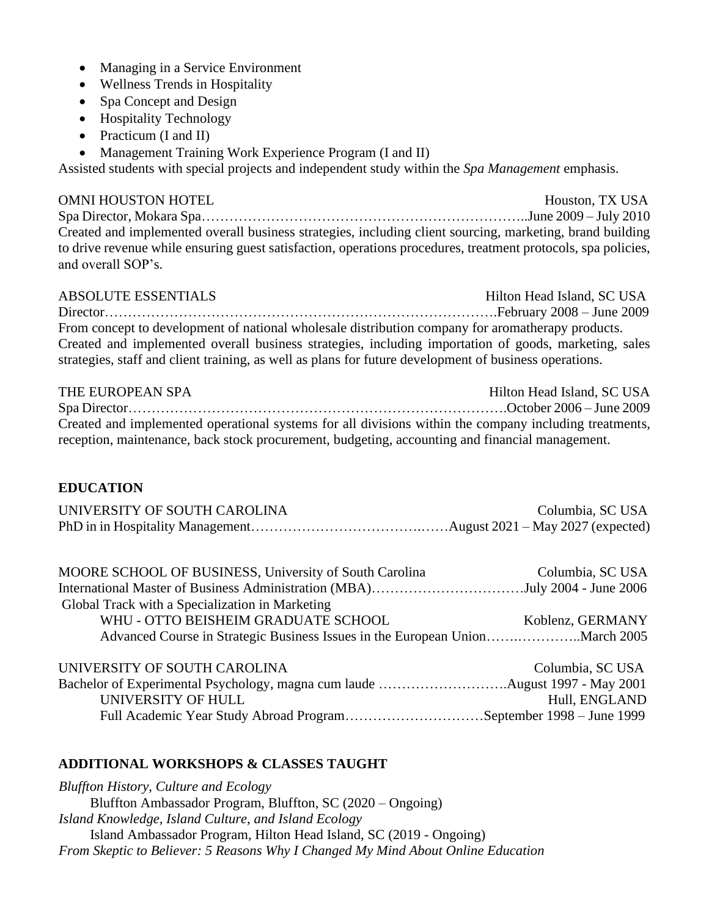- Managing in a Service Environment
- Wellness Trends in Hospitality
- Spa Concept and Design
- Hospitality Technology
- Practicum (I and II)
- Management Training Work Experience Program (I and II)

Assisted students with special projects and independent study within the *Spa Management* emphasis.

OMNI HOUSTON HOTEL — Houston, TX USA
Spa Director, Mokara Spa……………………………………………………………..June 2009 – July 2010
Created and implemented overall business strategies, including client sourcing, marketing, brand building to drive revenue while ensuring guest satisfaction, operations procedures, treatment protocols, spa policies, and overall SOP's.

ABSOLUTE ESSENTIALS — Hilton Head Island, SC USA
Director…………………………………………………………………………….February 2008 – June 2009
From concept to development of national wholesale distribution company for aromatherapy products. Created and implemented overall business strategies, including importation of goods, marketing, sales strategies, staff and client training, as well as plans for future development of business operations.

THE EUROPEAN SPA — Hilton Head Island, SC USA
Spa Director……………………………………………………………………….October 2006 – June 2009
Created and implemented operational systems for all divisions within the company including treatments, reception, maintenance, back stock procurement, budgeting, accounting and financial management.

## EDUCATION

UNIVERSITY OF SOUTH CAROLINA — Columbia, SC USA
PhD in in Hospitality Management……………………………….……August 2021 – May 2027 (expected)

MOORE SCHOOL OF BUSINESS, University of South Carolina — Columbia, SC USA
International Master of Business Administration (MBA)……………………………July 2004 - June 2006
Global Track with a Specialization in Marketing
  WHU - OTTO BEISHEIM GRADUATE SCHOOL — Koblenz, GERMANY
  Advanced Course in Strategic Business Issues in the European Union…….…………..March 2005

UNIVERSITY OF SOUTH CAROLINA — Columbia, SC USA
Bachelor of Experimental Psychology, magna cum laude ……………………….August 1997 - May 2001
  UNIVERSITY OF HULL — Hull, ENGLAND
  Full Academic Year Study Abroad Program…………………………September 1998 – June 1999

## ADDITIONAL WORKSHOPS & CLASSES TAUGHT

*Bluffton History, Culture and Ecology*
  Bluffton Ambassador Program, Bluffton, SC (2020 – Ongoing)
*Island Knowledge, Island Culture, and Island Ecology*
  Island Ambassador Program, Hilton Head Island, SC (2019 - Ongoing)
*From Skeptic to Believer: 5 Reasons Why I Changed My Mind About Online Education*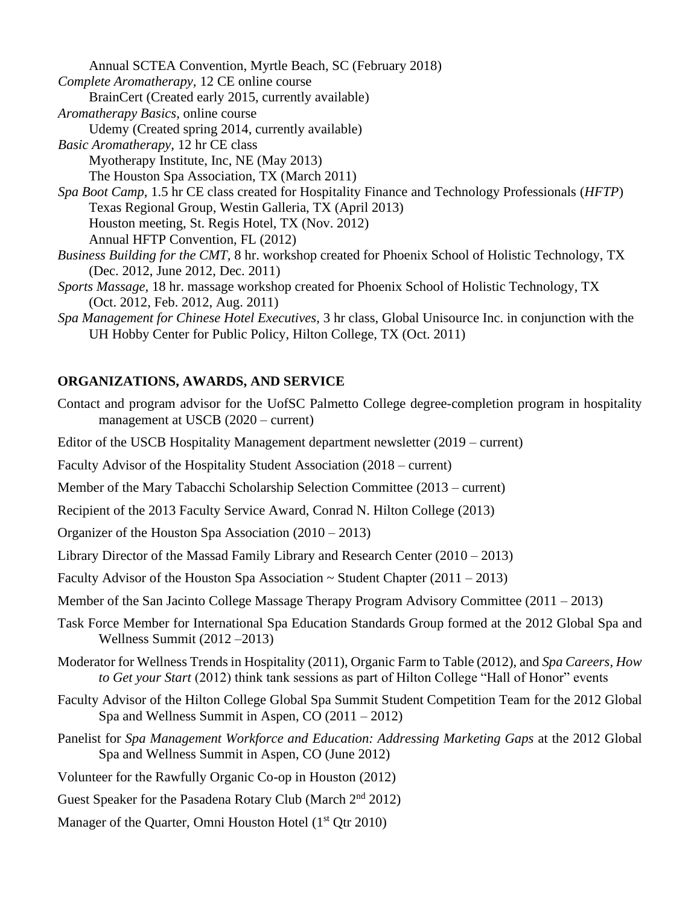Annual SCTEA Convention, Myrtle Beach, SC (February 2018)

*Complete Aromatherapy*, 12 CE online course
BrainCert (Created early 2015, currently available)

*Aromatherapy Basics*, online course
Udemy (Created spring 2014, currently available)

*Basic Aromatherapy*, 12 hr CE class
Myotherapy Institute, Inc, NE (May 2013)
The Houston Spa Association, TX (March 2011)

*Spa Boot Camp*, 1.5 hr CE class created for Hospitality Finance and Technology Professionals (*HFTP*)
Texas Regional Group, Westin Galleria, TX (April 2013)
Houston meeting, St. Regis Hotel, TX (Nov. 2012)
Annual HFTP Convention, FL (2012)

*Business Building for the CMT*, 8 hr. workshop created for Phoenix School of Holistic Technology, TX (Dec. 2012, June 2012, Dec. 2011)

*Sports Massage*, 18 hr. massage workshop created for Phoenix School of Holistic Technology, TX (Oct. 2012, Feb. 2012, Aug. 2011)

*Spa Management for Chinese Hotel Executives*, 3 hr class, Global Unisource Inc. in conjunction with the UH Hobby Center for Public Policy, Hilton College, TX (Oct. 2011)

## ORGANIZATIONS, AWARDS, AND SERVICE

Contact and program advisor for the UofSC Palmetto College degree-completion program in hospitality management at USCB (2020 – current)

Editor of the USCB Hospitality Management department newsletter (2019 – current)

Faculty Advisor of the Hospitality Student Association (2018 – current)

Member of the Mary Tabacchi Scholarship Selection Committee (2013 – current)

Recipient of the 2013 Faculty Service Award, Conrad N. Hilton College (2013)

Organizer of the Houston Spa Association (2010 – 2013)

Library Director of the Massad Family Library and Research Center (2010 – 2013)

Faculty Advisor of the Houston Spa Association ~ Student Chapter (2011 – 2013)

Member of the San Jacinto College Massage Therapy Program Advisory Committee (2011 – 2013)

Task Force Member for International Spa Education Standards Group formed at the 2012 Global Spa and Wellness Summit (2012 –2013)

Moderator for Wellness Trends in Hospitality (2011), Organic Farm to Table (2012), and *Spa Careers, How to Get your Start* (2012) think tank sessions as part of Hilton College "Hall of Honor" events

Faculty Advisor of the Hilton College Global Spa Summit Student Competition Team for the 2012 Global Spa and Wellness Summit in Aspen, CO (2011 – 2012)

Panelist for *Spa Management Workforce and Education: Addressing Marketing Gaps* at the 2012 Global Spa and Wellness Summit in Aspen, CO (June 2012)

Volunteer for the Rawfully Organic Co-op in Houston (2012)

Guest Speaker for the Pasadena Rotary Club (March 2nd 2012)

Manager of the Quarter, Omni Houston Hotel (1st Qtr 2010)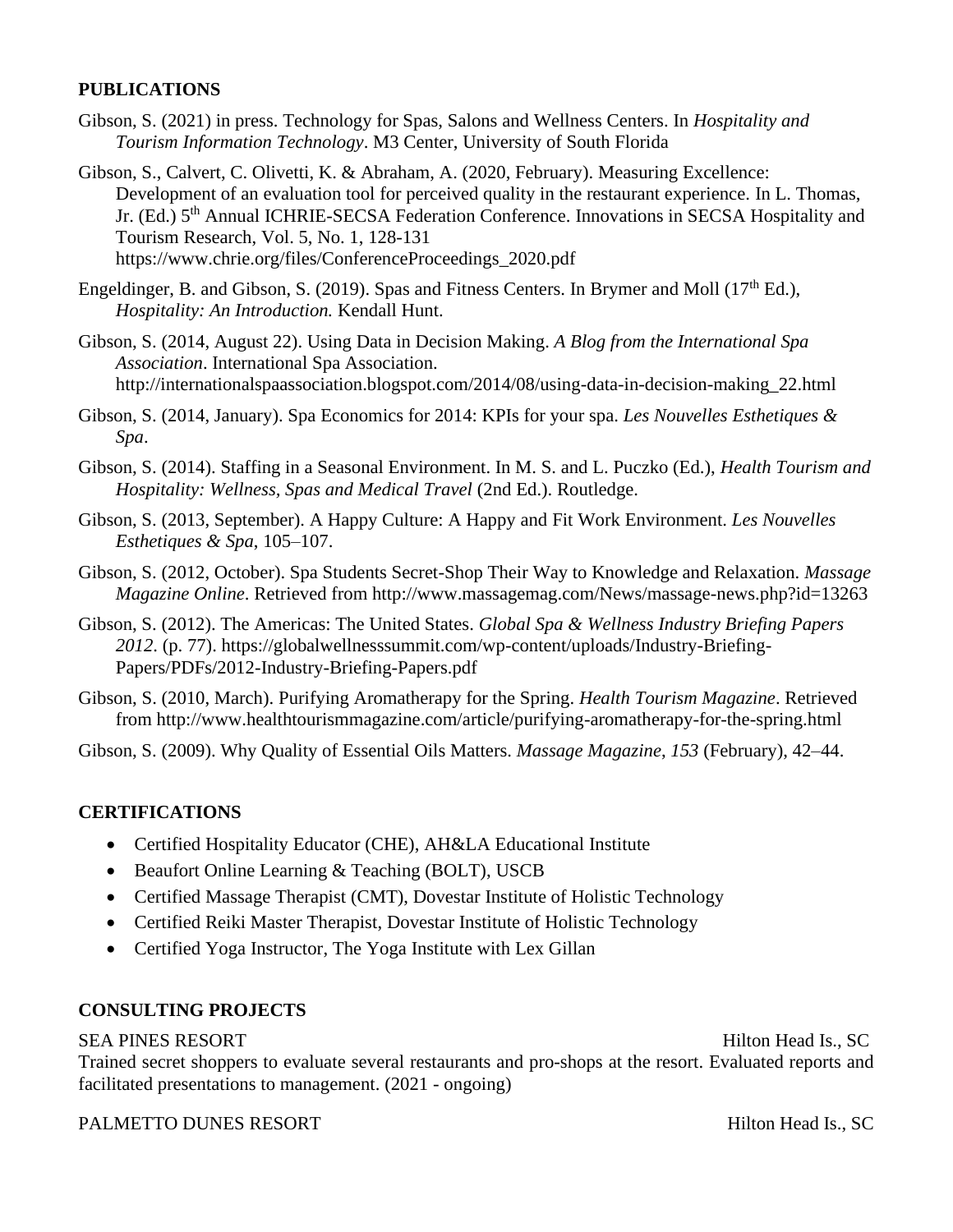## PUBLICATIONS

Gibson, S. (2021) in press. Technology for Spas, Salons and Wellness Centers. In *Hospitality and Tourism Information Technology*. M3 Center, University of South Florida

Gibson, S., Calvert, C. Olivetti, K. & Abraham, A. (2020, February). Measuring Excellence: Development of an evaluation tool for perceived quality in the restaurant experience. In L. Thomas, Jr. (Ed.) 5th Annual ICHRIE-SECSA Federation Conference. Innovations in SECSA Hospitality and Tourism Research, Vol. 5, No. 1, 128-131 https://www.chrie.org/files/ConferenceProceedings_2020.pdf

Engeldinger, B. and Gibson, S. (2019). Spas and Fitness Centers. In Brymer and Moll (17th Ed.), *Hospitality: An Introduction.* Kendall Hunt.

Gibson, S. (2014, August 22). Using Data in Decision Making. *A Blog from the International Spa Association*. International Spa Association. http://internationalspaassociation.blogspot.com/2014/08/using-data-in-decision-making_22.html

Gibson, S. (2014, January). Spa Economics for 2014: KPIs for your spa. *Les Nouvelles Esthetiques & Spa*.

Gibson, S. (2014). Staffing in a Seasonal Environment. In M. S. and L. Puczko (Ed.), *Health Tourism and Hospitality: Wellness, Spas and Medical Travel* (2nd Ed.). Routledge.

Gibson, S. (2013, September). A Happy Culture: A Happy and Fit Work Environment. *Les Nouvelles Esthetiques & Spa*, 105–107.

Gibson, S. (2012, October). Spa Students Secret-Shop Their Way to Knowledge and Relaxation. *Massage Magazine Online*. Retrieved from http://www.massagemag.com/News/massage-news.php?id=13263

Gibson, S. (2012). The Americas: The United States. *Global Spa & Wellness Industry Briefing Papers 2012*. (p. 77). https://globalwellnesssummit.com/wp-content/uploads/Industry-Briefing-Papers/PDFs/2012-Industry-Briefing-Papers.pdf

Gibson, S. (2010, March). Purifying Aromatherapy for the Spring. *Health Tourism Magazine*. Retrieved from http://www.healthtourismmagazine.com/article/purifying-aromatherapy-for-the-spring.html

Gibson, S. (2009). Why Quality of Essential Oils Matters. *Massage Magazine*, *153* (February), 42–44.

## CERTIFICATIONS

- Certified Hospitality Educator (CHE), AH&LA Educational Institute
- Beaufort Online Learning & Teaching (BOLT), USCB
- Certified Massage Therapist (CMT), Dovestar Institute of Holistic Technology
- Certified Reiki Master Therapist, Dovestar Institute of Holistic Technology
- Certified Yoga Instructor, The Yoga Institute with Lex Gillan

## CONSULTING PROJECTS

SEA PINES RESORT — Hilton Head Is., SC

Trained secret shoppers to evaluate several restaurants and pro-shops at the resort. Evaluated reports and facilitated presentations to management. (2021 - ongoing)

PALMETTO DUNES RESORT — Hilton Head Is., SC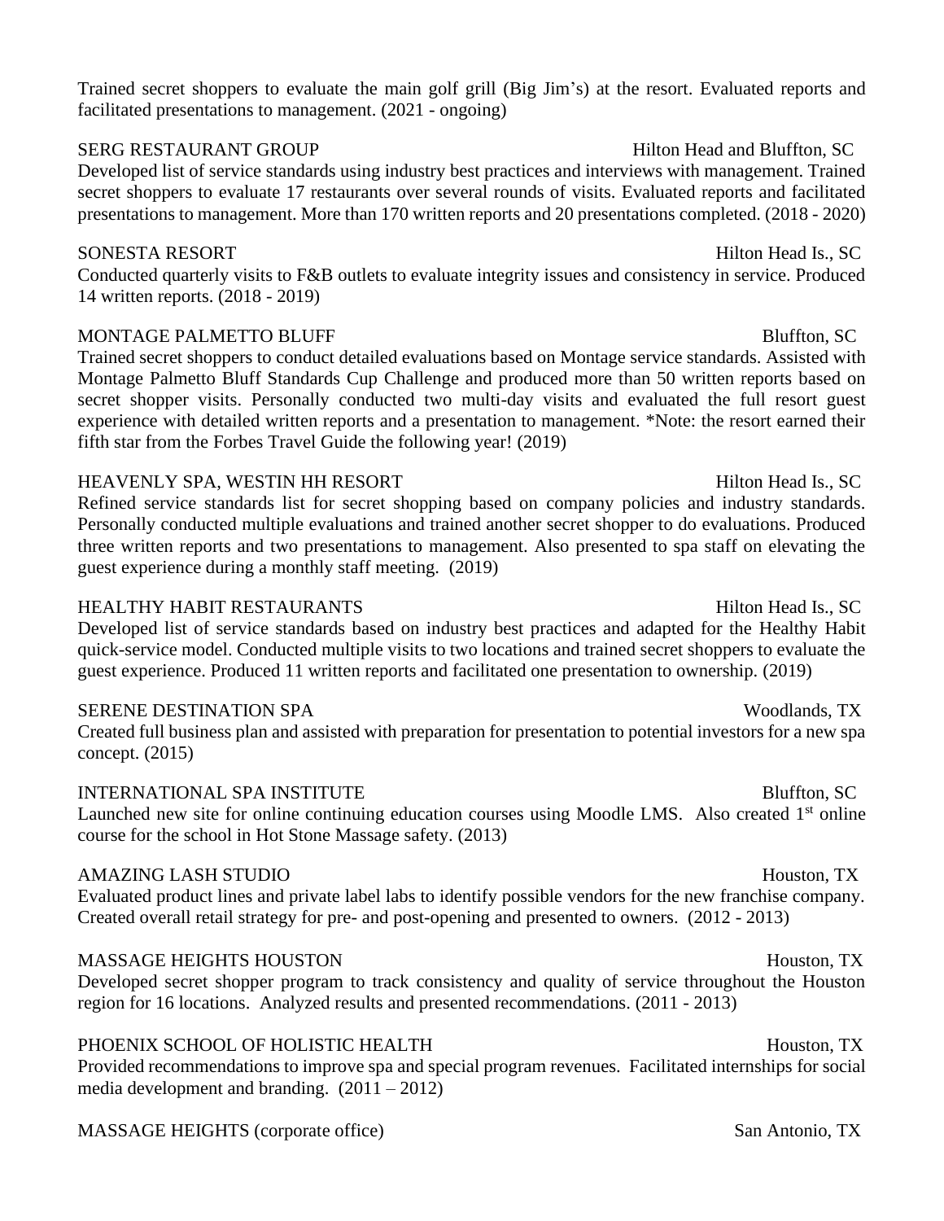Trained secret shoppers to evaluate the main golf grill (Big Jim's) at the resort. Evaluated reports and facilitated presentations to management. (2021 - ongoing)

SERG RESTAURANT GROUP — Hilton Head and Bluffton, SC

Developed list of service standards using industry best practices and interviews with management. Trained secret shoppers to evaluate 17 restaurants over several rounds of visits. Evaluated reports and facilitated presentations to management. More than 170 written reports and 20 presentations completed. (2018 - 2020)

SONESTA RESORT — Hilton Head Is., SC

Conducted quarterly visits to F&B outlets to evaluate integrity issues and consistency in service. Produced 14 written reports. (2018 - 2019)

MONTAGE PALMETTO BLUFF — Bluffton, SC

Trained secret shoppers to conduct detailed evaluations based on Montage service standards. Assisted with Montage Palmetto Bluff Standards Cup Challenge and produced more than 50 written reports based on secret shopper visits. Personally conducted two multi-day visits and evaluated the full resort guest experience with detailed written reports and a presentation to management. *Note: the resort earned their fifth star from the Forbes Travel Guide the following year! (2019)

HEAVENLY SPA, WESTIN HH RESORT — Hilton Head Is., SC

Refined service standards list for secret shopping based on company policies and industry standards. Personally conducted multiple evaluations and trained another secret shopper to do evaluations. Produced three written reports and two presentations to management. Also presented to spa staff on elevating the guest experience during a monthly staff meeting. (2019)

HEALTHY HABIT RESTAURANTS — Hilton Head Is., SC

Developed list of service standards based on industry best practices and adapted for the Healthy Habit quick-service model. Conducted multiple visits to two locations and trained secret shoppers to evaluate the guest experience. Produced 11 written reports and facilitated one presentation to ownership. (2019)

SERENE DESTINATION SPA — Woodlands, TX

Created full business plan and assisted with preparation for presentation to potential investors for a new spa concept. (2015)

INTERNATIONAL SPA INSTITUTE — Bluffton, SC

Launched new site for online continuing education courses using Moodle LMS. Also created 1st online course for the school in Hot Stone Massage safety. (2013)

AMAZING LASH STUDIO — Houston, TX

Evaluated product lines and private label labs to identify possible vendors for the new franchise company. Created overall retail strategy for pre- and post-opening and presented to owners. (2012 - 2013)

MASSAGE HEIGHTS HOUSTON — Houston, TX

Developed secret shopper program to track consistency and quality of service throughout the Houston region for 16 locations. Analyzed results and presented recommendations. (2011 - 2013)

PHOENIX SCHOOL OF HOLISTIC HEALTH — Houston, TX

Provided recommendations to improve spa and special program revenues. Facilitated internships for social media development and branding. (2011 – 2012)

MASSAGE HEIGHTS (corporate office) — San Antonio, TX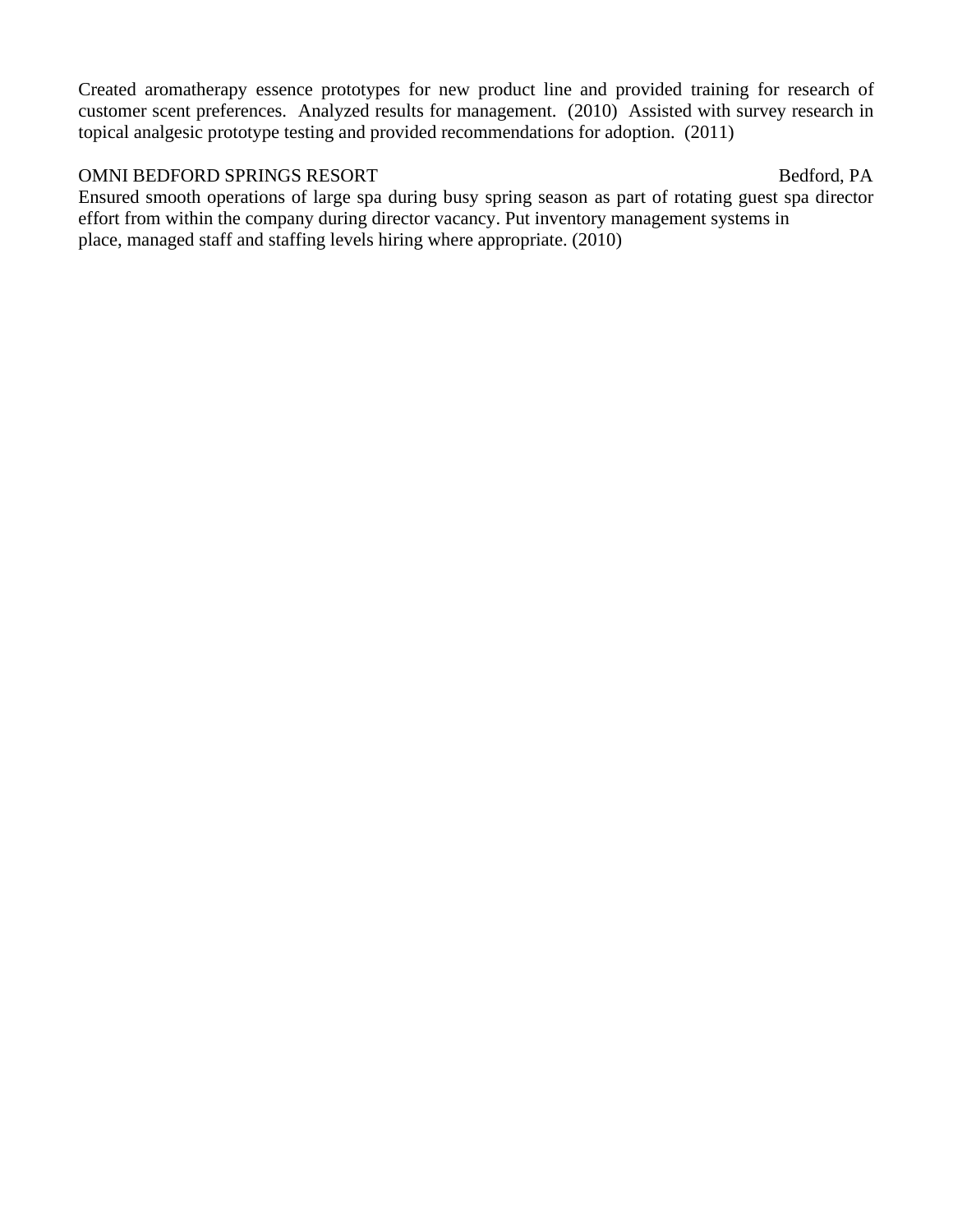Created aromatherapy essence prototypes for new product line and provided training for research of customer scent preferences. Analyzed results for management. (2010) Assisted with survey research in topical analgesic prototype testing and provided recommendations for adoption. (2011)

OMNI BEDFORD SPRINGS RESORT Bedford, PA

Ensured smooth operations of large spa during busy spring season as part of rotating guest spa director effort from within the company during director vacancy. Put inventory management systems in place, managed staff and staffing levels hiring where appropriate. (2010)